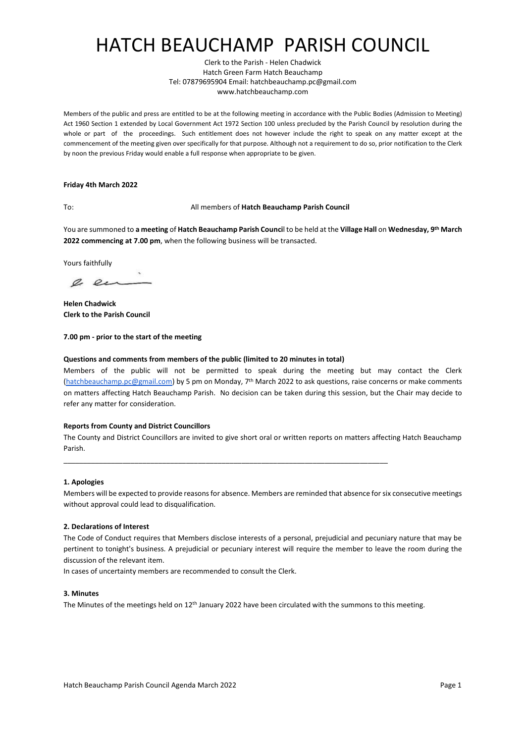# HATCH BEAUCHAMP PARISH COUNCIL

Clerk to the Parish - Helen Chadwick
Hatch Green Farm Hatch Beauchamp
Tel: 07879695904 Email: hatchbeauchamp.pc@gmail.com
www.hatchbeauchamp.com

Members of the public and press are entitled to be at the following meeting in accordance with the Public Bodies (Admission to Meeting) Act 1960 Section 1 extended by Local Government Act 1972 Section 100 unless precluded by the Parish Council by resolution during the whole or part of the proceedings. Such entitlement does not however include the right to speak on any matter except at the commencement of the meeting given over specifically for that purpose. Although not a requirement to do so, prior notification to the Clerk by noon the previous Friday would enable a full response when appropriate to be given.

**Friday 4th March 2022**

To: All members of **Hatch Beauchamp Parish Council**

You are summoned to **a meeting** of **Hatch Beauchamp Parish Council** to be held at the **Village Hall** on **Wednesday, 9th March 2022 commencing at 7.00 pm**, when the following business will be transacted.

Yours faithfully

**Helen Chadwick**
**Clerk to the Parish Council**

**7.00 pm - prior to the start of the meeting**

**Questions and comments from members of the public (limited to 20 minutes in total)**

Members of the public will not be permitted to speak during the meeting but may contact the Clerk (hatchbeauchamp.pc@gmail.com) by 5 pm on Monday, 7th March 2022 to ask questions, raise concerns or make comments on matters affecting Hatch Beauchamp Parish. No decision can be taken during this session, but the Chair may decide to refer any matter for consideration.

**Reports from County and District Councillors**

The County and District Councillors are invited to give short oral or written reports on matters affecting Hatch Beauchamp Parish.

---

**1. Apologies**

Members will be expected to provide reasons for absence. Members are reminded that absence for six consecutive meetings without approval could lead to disqualification.

**2. Declarations of Interest**

The Code of Conduct requires that Members disclose interests of a personal, prejudicial and pecuniary nature that may be pertinent to tonight's business. A prejudicial or pecuniary interest will require the member to leave the room during the discussion of the relevant item.

In cases of uncertainty members are recommended to consult the Clerk.

**3. Minutes**

The Minutes of the meetings held on 12th January 2022 have been circulated with the summons to this meeting.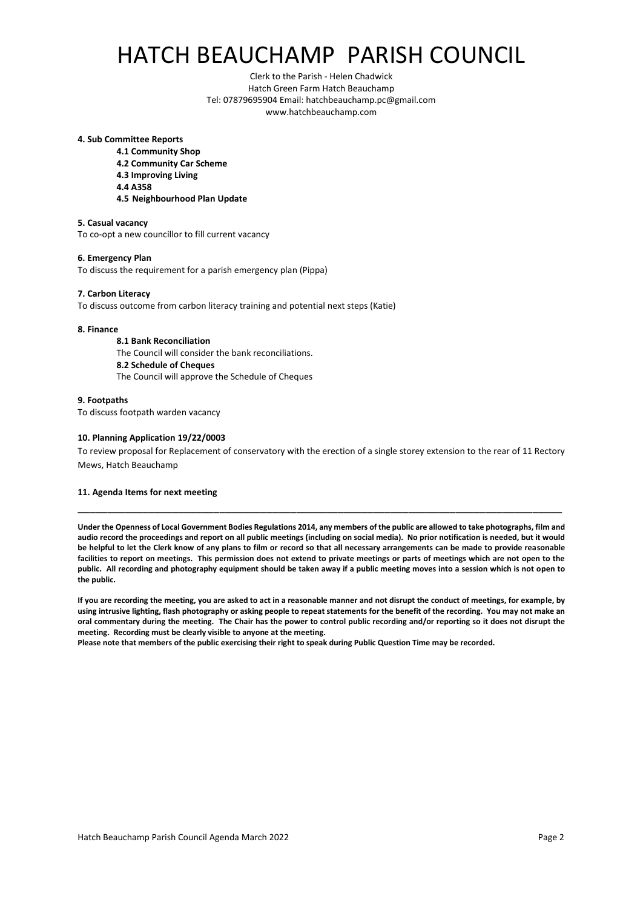# HATCH BEAUCHAMP PARISH COUNCIL

Clerk to the Parish - Helen Chadwick
Hatch Green Farm Hatch Beauchamp
Tel: 07879695904 Email: hatchbeauchamp.pc@gmail.com
www.hatchbeauchamp.com

**4. Sub Committee Reports**

- **4.1 Community Shop**
- **4.2 Community Car Scheme**
- **4.3 Improving Living**
- **4.4 A358**
- **4.5 Neighbourhood Plan Update**

**5. Casual vacancy**

To co-opt a new councillor to fill current vacancy

**6. Emergency Plan**

To discuss the requirement for a parish emergency plan (Pippa)

**7. Carbon Literacy**

To discuss outcome from carbon literacy training and potential next steps (Katie)

**8. Finance**

**8.1 Bank Reconciliation**

The Council will consider the bank reconciliations.

**8.2 Schedule of Cheques**

The Council will approve the Schedule of Cheques

**9. Footpaths**

To discuss footpath warden vacancy

**10. Planning Application 19/22/0003**

To review proposal for Replacement of conservatory with the erection of a single storey extension to the rear of 11 Rectory Mews, Hatch Beauchamp

**11. Agenda Items for next meeting**

---

**Under the Openness of Local Government Bodies Regulations 2014, any members of the public are allowed to take photographs, film and audio record the proceedings and report on all public meetings (including on social media). No prior notification is needed, but it would be helpful to let the Clerk know of any plans to film or record so that all necessary arrangements can be made to provide reasonable facilities to report on meetings. This permission does not extend to private meetings or parts of meetings which are not open to the public. All recording and photography equipment should be taken away if a public meeting moves into a session which is not open to the public.**

**If you are recording the meeting, you are asked to act in a reasonable manner and not disrupt the conduct of meetings, for example, by using intrusive lighting, flash photography or asking people to repeat statements for the benefit of the recording. You may not make an oral commentary during the meeting. The Chair has the power to control public recording and/or reporting so it does not disrupt the meeting. Recording must be clearly visible to anyone at the meeting.**

**Please note that members of the public exercising their right to speak during Public Question Time may be recorded.**